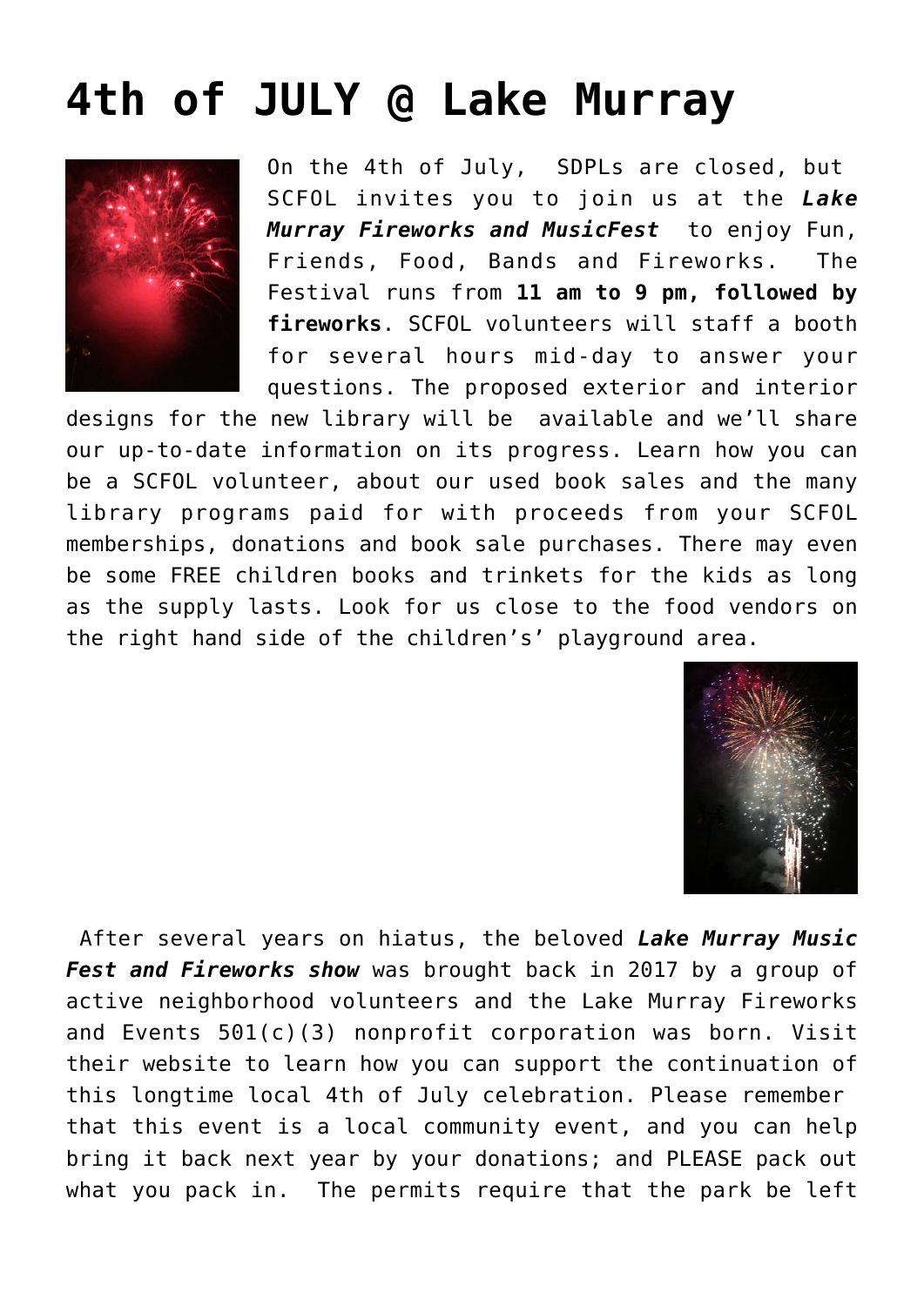# 4th of JULY @ Lake Murray

On the 4th of July, SDPLs are closed, but SCFOL invites you to join us at the ***Lake Murray Fireworks and MusicFest*** to enjoy Fun, Friends, Food, Bands and Fireworks. The Festival runs from **11 am to 9 pm, followed by fireworks**. SCFOL volunteers will staff a booth for several hours mid-day to answer your questions. The proposed exterior and interior designs for the new library will be available and we'll share our up-to-date information on its progress. Learn how you can be a SCFOL volunteer, about our used book sales and the many library programs paid for with proceeds from your SCFOL memberships, donations and book sale purchases. There may even be some FREE children books and trinkets for the kids as long as the supply lasts. Look for us close to the food vendors on the right hand side of the children's' playground area.

After several years on hiatus, the beloved ***Lake Murray Music Fest and Fireworks show*** was brought back in 2017 by a group of active neighborhood volunteers and the Lake Murray Fireworks and Events 501(c)(3) nonprofit corporation was born. Visit their website to learn how you can support the continuation of this longtime local 4th of July celebration. Please remember that this event is a local community event, and you can help bring it back next year by your donations; and PLEASE pack out what you pack in. The permits require that the park be left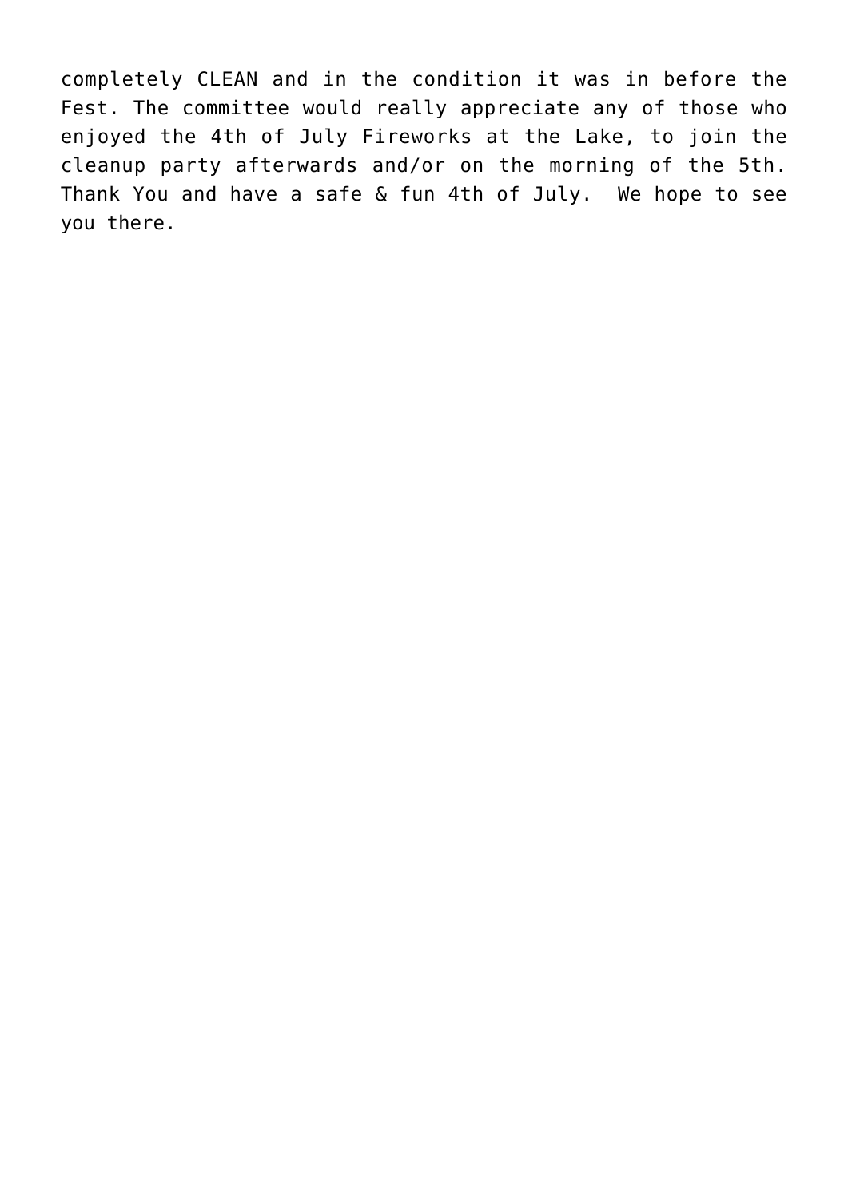completely CLEAN and in the condition it was in before the Fest. The committee would really appreciate any of those who enjoyed the 4th of July Fireworks at the Lake, to join the cleanup party afterwards and/or on the morning of the 5th. Thank You and have a safe & fun 4th of July. We hope to see you there.